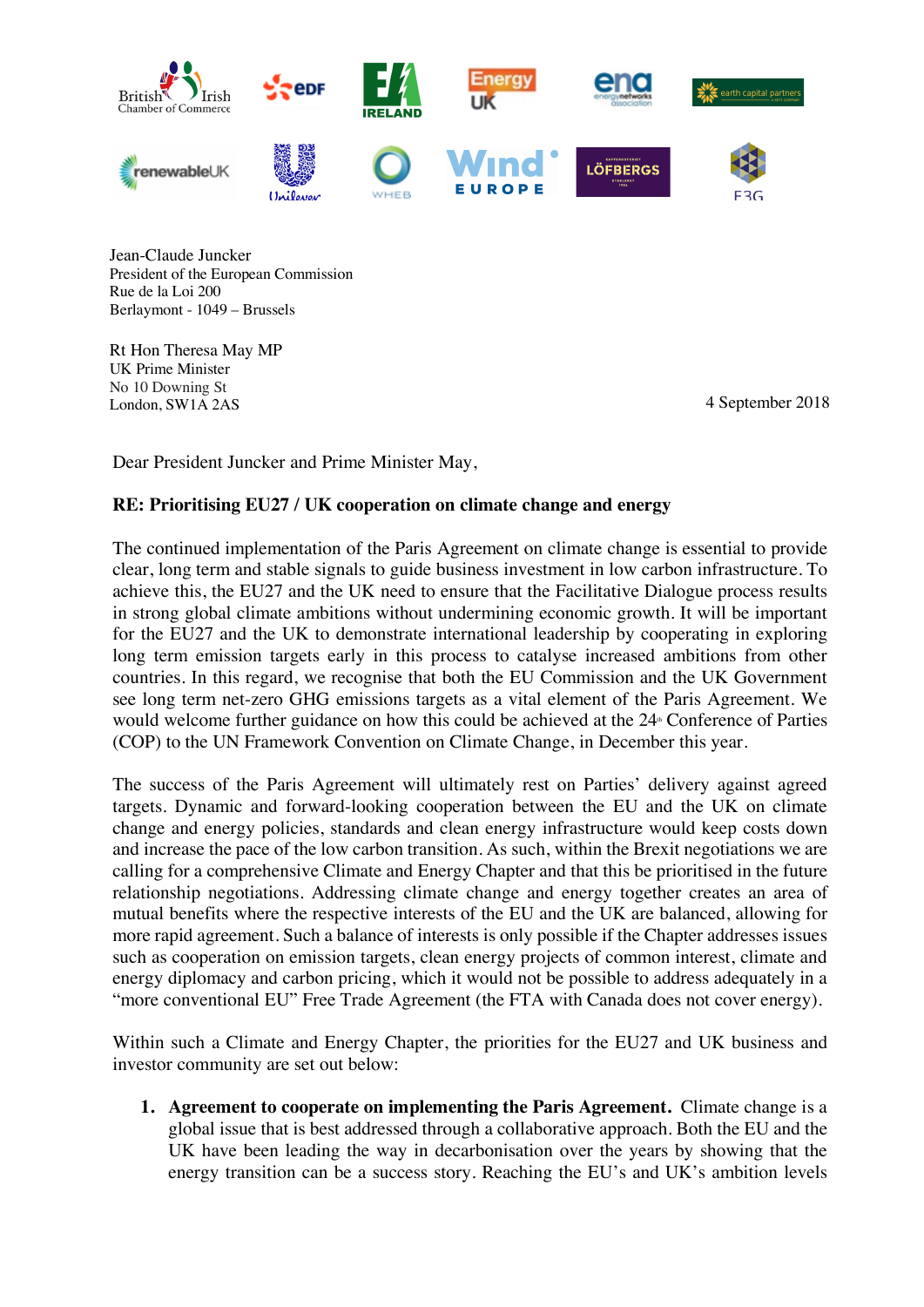Jean-Claude Juncker
President of the European Commission
Rue de la Loi 200
Berlaymont - 1049 – Brussels

Rt Hon Theresa May MP
UK Prime Minister
No 10 Downing St
London, SW1A 2AS

4 September 2018

Dear President Juncker and Prime Minister May,

**RE: Prioritising EU27 / UK cooperation on climate change and energy**

The continued implementation of the Paris Agreement on climate change is essential to provide clear, long term and stable signals to guide business investment in low carbon infrastructure. To achieve this, the EU27 and the UK need to ensure that the Facilitative Dialogue process results in strong global climate ambitions without undermining economic growth. It will be important for the EU27 and the UK to demonstrate international leadership by cooperating in exploring long term emission targets early in this process to catalyse increased ambitions from other countries. In this regard, we recognise that both the EU Commission and the UK Government see long term net-zero GHG emissions targets as a vital element of the Paris Agreement. We would welcome further guidance on how this could be achieved at the 24th Conference of Parties (COP) to the UN Framework Convention on Climate Change, in December this year.

The success of the Paris Agreement will ultimately rest on Parties' delivery against agreed targets. Dynamic and forward-looking cooperation between the EU and the UK on climate change and energy policies, standards and clean energy infrastructure would keep costs down and increase the pace of the low carbon transition. As such, within the Brexit negotiations we are calling for a comprehensive Climate and Energy Chapter and that this be prioritised in the future relationship negotiations. Addressing climate change and energy together creates an area of mutual benefits where the respective interests of the EU and the UK are balanced, allowing for more rapid agreement. Such a balance of interests is only possible if the Chapter addresses issues such as cooperation on emission targets, clean energy projects of common interest, climate and energy diplomacy and carbon pricing, which it would not be possible to address adequately in a "more conventional EU" Free Trade Agreement (the FTA with Canada does not cover energy).

Within such a Climate and Energy Chapter, the priorities for the EU27 and UK business and investor community are set out below:

1. **Agreement to cooperate on implementing the Paris Agreement.** Climate change is a global issue that is best addressed through a collaborative approach. Both the EU and the UK have been leading the way in decarbonisation over the years by showing that the energy transition can be a success story. Reaching the EU's and UK's ambition levels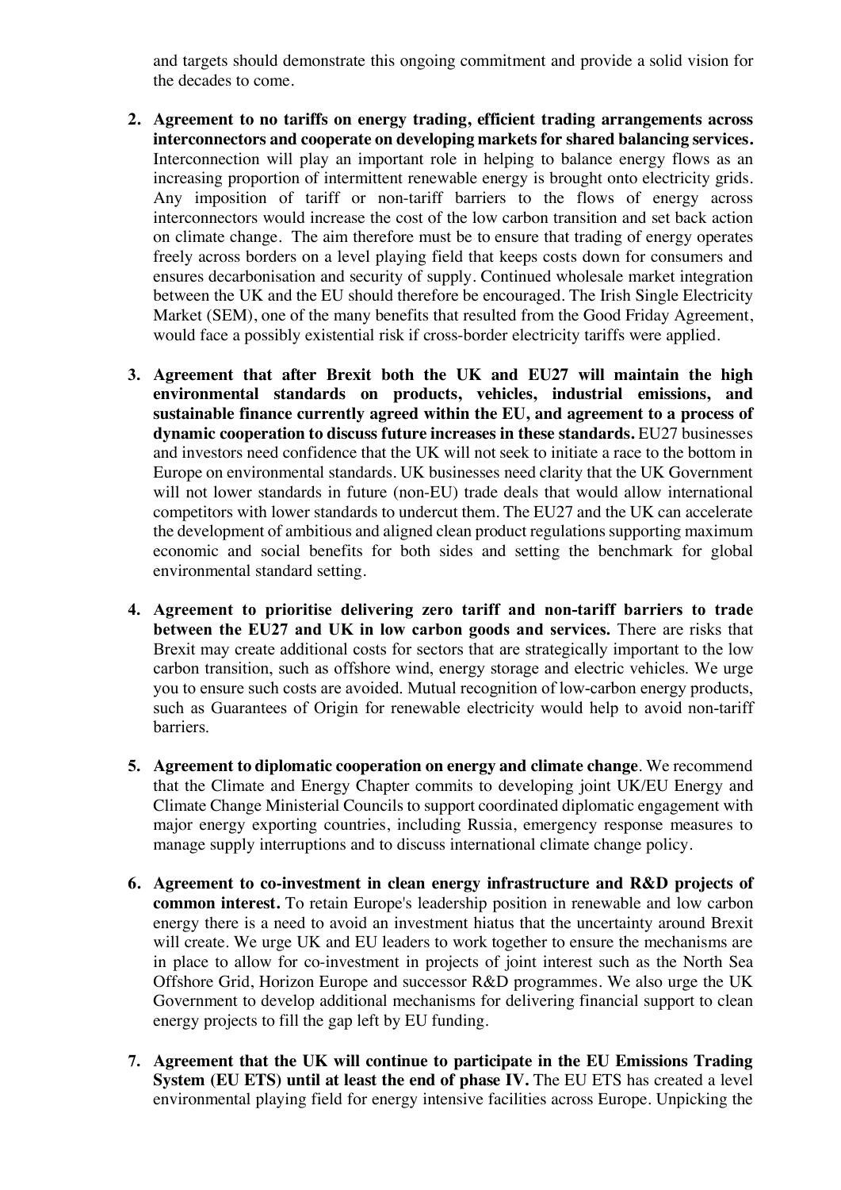and targets should demonstrate this ongoing commitment and provide a solid vision for the decades to come.

2. **Agreement to no tariffs on energy trading, efficient trading arrangements across interconnectors and cooperate on developing markets for shared balancing services.** Interconnection will play an important role in helping to balance energy flows as an increasing proportion of intermittent renewable energy is brought onto electricity grids. Any imposition of tariff or non-tariff barriers to the flows of energy across interconnectors would increase the cost of the low carbon transition and set back action on climate change. The aim therefore must be to ensure that trading of energy operates freely across borders on a level playing field that keeps costs down for consumers and ensures decarbonisation and security of supply. Continued wholesale market integration between the UK and the EU should therefore be encouraged. The Irish Single Electricity Market (SEM), one of the many benefits that resulted from the Good Friday Agreement, would face a possibly existential risk if cross-border electricity tariffs were applied.

3. **Agreement that after Brexit both the UK and EU27 will maintain the high environmental standards on products, vehicles, industrial emissions, and sustainable finance currently agreed within the EU, and agreement to a process of dynamic cooperation to discuss future increases in these standards.** EU27 businesses and investors need confidence that the UK will not seek to initiate a race to the bottom in Europe on environmental standards. UK businesses need clarity that the UK Government will not lower standards in future (non-EU) trade deals that would allow international competitors with lower standards to undercut them. The EU27 and the UK can accelerate the development of ambitious and aligned clean product regulations supporting maximum economic and social benefits for both sides and setting the benchmark for global environmental standard setting.

4. **Agreement to prioritise delivering zero tariff and non-tariff barriers to trade between the EU27 and UK in low carbon goods and services.** There are risks that Brexit may create additional costs for sectors that are strategically important to the low carbon transition, such as offshore wind, energy storage and electric vehicles. We urge you to ensure such costs are avoided. Mutual recognition of low-carbon energy products, such as Guarantees of Origin for renewable electricity would help to avoid non-tariff barriers.

5. **Agreement to diplomatic cooperation on energy and climate change**. We recommend that the Climate and Energy Chapter commits to developing joint UK/EU Energy and Climate Change Ministerial Councils to support coordinated diplomatic engagement with major energy exporting countries, including Russia, emergency response measures to manage supply interruptions and to discuss international climate change policy.

6. **Agreement to co-investment in clean energy infrastructure and R&D projects of common interest.** To retain Europe's leadership position in renewable and low carbon energy there is a need to avoid an investment hiatus that the uncertainty around Brexit will create. We urge UK and EU leaders to work together to ensure the mechanisms are in place to allow for co-investment in projects of joint interest such as the North Sea Offshore Grid, Horizon Europe and successor R&D programmes. We also urge the UK Government to develop additional mechanisms for delivering financial support to clean energy projects to fill the gap left by EU funding.

7. **Agreement that the UK will continue to participate in the EU Emissions Trading System (EU ETS) until at least the end of phase IV.** The EU ETS has created a level environmental playing field for energy intensive facilities across Europe. Unpicking the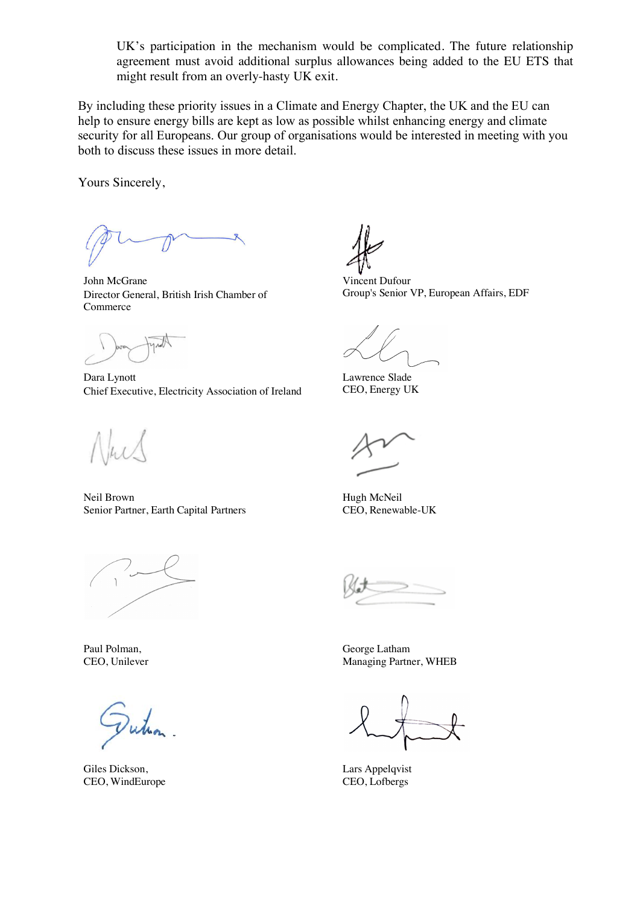UK's participation in the mechanism would be complicated. The future relationship agreement must avoid additional surplus allowances being added to the EU ETS that might result from an overly-hasty UK exit.

By including these priority issues in a Climate and Energy Chapter, the UK and the EU can help to ensure energy bills are kept as low as possible whilst enhancing energy and climate security for all Europeans. Our group of organisations would be interested in meeting with you both to discuss these issues in more detail.

Yours Sincerely,

John McGrane
Director General, British Irish Chamber of Commerce

Vincent Dufour
Group's Senior VP, European Affairs, EDF

Dara Lynott
Chief Executive, Electricity Association of Ireland

Lawrence Slade
CEO, Energy UK

Neil Brown
Senior Partner, Earth Capital Partners

Hugh McNeil
CEO, Renewable-UK

Paul Polman,
CEO, Unilever

George Latham
Managing Partner, WHEB

Giles Dickson,
CEO, WindEurope

Lars Appelqvist
CEO, Lofbergs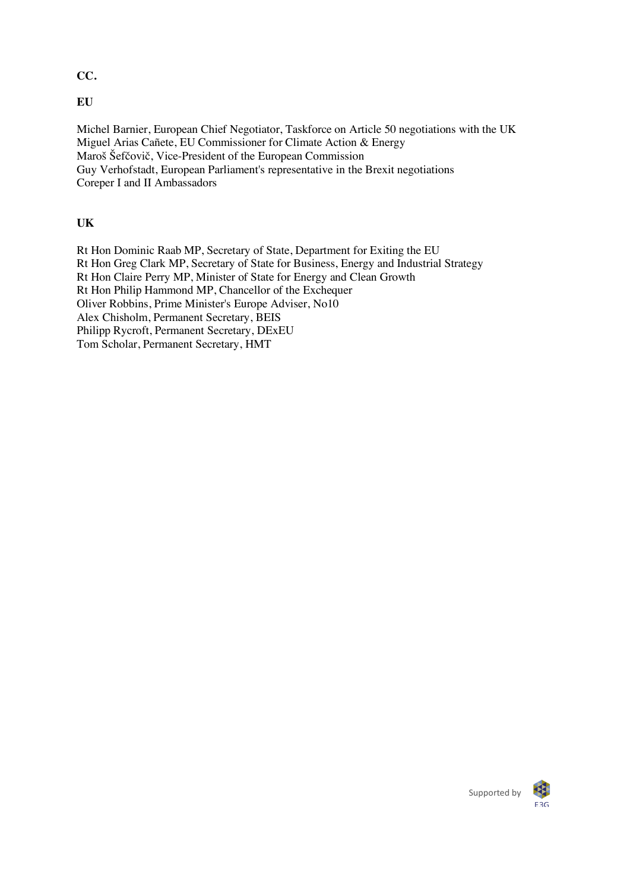**CC.**

**EU**

Michel Barnier, European Chief Negotiator, Taskforce on Article 50 negotiations with the UK
Miguel Arias Cañete, EU Commissioner for Climate Action & Energy
Maroš Šefčovič, Vice-President of the European Commission
Guy Verhofstadt, European Parliament's representative in the Brexit negotiations
Coreper I and II Ambassadors

**UK**

Rt Hon Dominic Raab MP, Secretary of State, Department for Exiting the EU
Rt Hon Greg Clark MP, Secretary of State for Business, Energy and Industrial Strategy
Rt Hon Claire Perry MP, Minister of State for Energy and Clean Growth
Rt Hon Philip Hammond MP, Chancellor of the Exchequer
Oliver Robbins, Prime Minister's Europe Adviser, No10
Alex Chisholm, Permanent Secretary, BEIS
Philipp Rycroft, Permanent Secretary, DExEU
Tom Scholar, Permanent Secretary, HMT

Supported by E3G